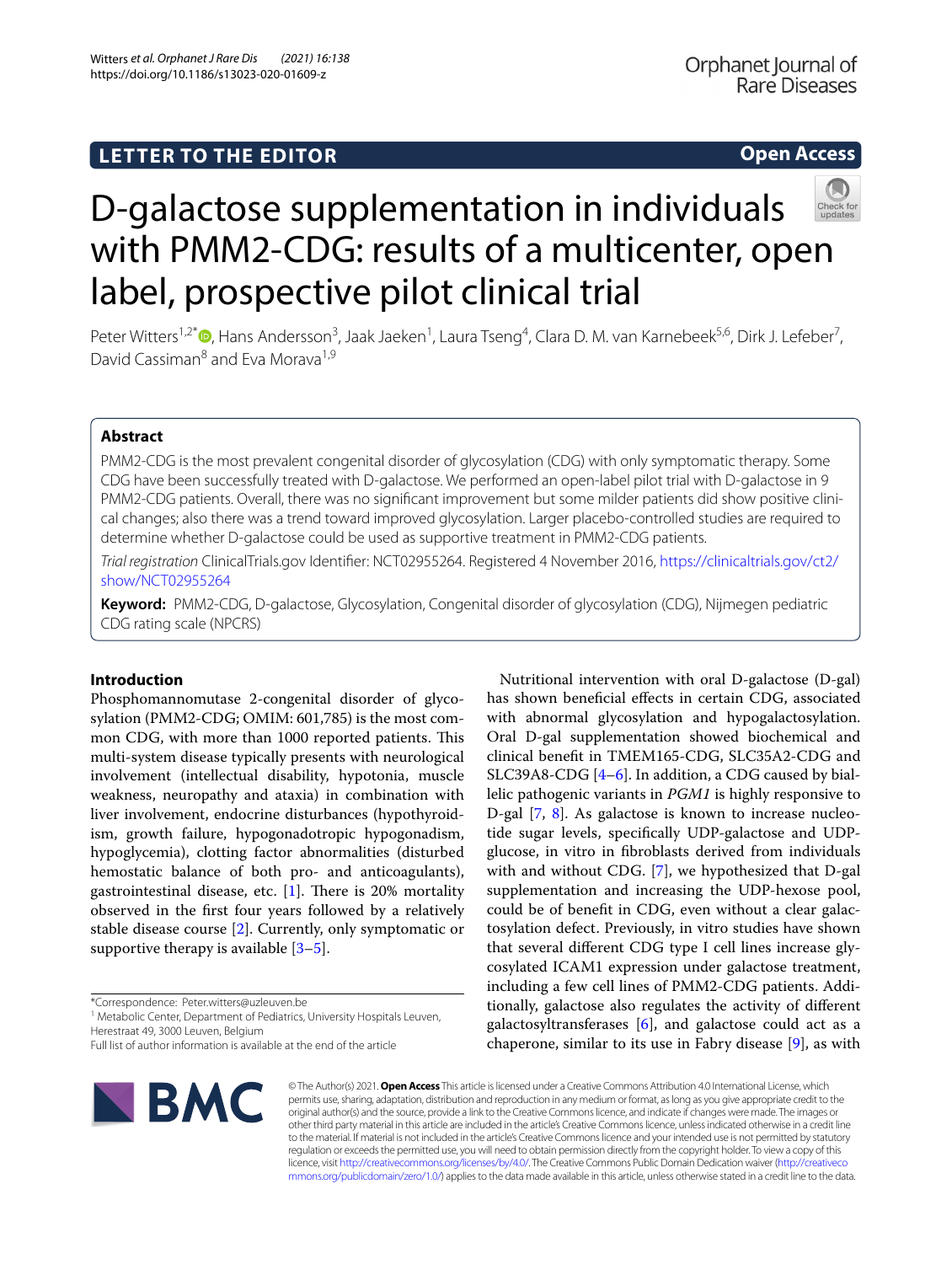LETTER TO THE EDITOR

Open Access

# D-galactose supplementation in individuals with PMM2-CDG: results of a multicenter, open label, prospective pilot clinical trial

Peter Witters[1,2*], Hans Andersson[3], Jaak Jaeken[1], Laura Tseng[4], Clara D. M. van Karnebeek[5,6], Dirk J. Lefeber[7], David Cassiman[8] and Eva Morava[1,9]

## Abstract

PMM2-CDG is the most prevalent congenital disorder of glycosylation (CDG) with only symptomatic therapy. Some CDG have been successfully treated with D-galactose. We performed an open-label pilot trial with D-galactose in 9 PMM2-CDG patients. Overall, there was no significant improvement but some milder patients did show positive clinical changes; also there was a trend toward improved glycosylation. Larger placebo-controlled studies are required to determine whether D-galactose could be used as supportive treatment in PMM2-CDG patients.

*Trial registration* ClinicalTrials.gov Identifier: NCT02955264. Registered 4 November 2016, https://clinicaltrials.gov/ct2/show/NCT02955264

**Keyword:** PMM2-CDG, D-galactose, Glycosylation, Congenital disorder of glycosylation (CDG), Nijmegen pediatric CDG rating scale (NPCRS)

## Introduction

Phosphomannomutase 2-congenital disorder of glycosylation (PMM2-CDG; OMIM: 601,785) is the most common CDG, with more than 1000 reported patients. This multi-system disease typically presents with neurological involvement (intellectual disability, hypotonia, muscle weakness, neuropathy and ataxia) in combination with liver involvement, endocrine disturbances (hypothyroidism, growth failure, hypogonadotropic hypogonadism, hypoglycemia), clotting factor abnormalities (disturbed hemostatic balance of both pro- and anticoagulants), gastrointestinal disease, etc. [1]. There is 20% mortality observed in the first four years followed by a relatively stable disease course [2]. Currently, only symptomatic or supportive therapy is available [3–5].

Nutritional intervention with oral D-galactose (D-gal) has shown beneficial effects in certain CDG, associated with abnormal glycosylation and hypogalactosylation. Oral D-gal supplementation showed biochemical and clinical benefit in TMEM165-CDG, SLC35A2-CDG and SLC39A8-CDG [4–6]. In addition, a CDG caused by biallelic pathogenic variants in *PGM1* is highly responsive to D-gal [7, 8]. As galactose is known to increase nucleotide sugar levels, specifically UDP-galactose and UDP-glucose, in vitro in fibroblasts derived from individuals with and without CDG. [7], we hypothesized that D-gal supplementation and increasing the UDP-hexose pool, could be of benefit in CDG, even without a clear galactosylation defect. Previously, in vitro studies have shown that several different CDG type I cell lines increase glycosylated ICAM1 expression under galactose treatment, including a few cell lines of PMM2-CDG patients. Additionally, galactose also regulates the activity of different galactosyltransferases [6], and galactose could act as a chaperone, similar to its use in Fabry disease [9], as with

*Correspondence: Peter.witters@uzleuven.be
[1] Metabolic Center, Department of Pediatrics, University Hospitals Leuven, Herestraat 49, 3000 Leuven, Belgium
Full list of author information is available at the end of the article

© The Author(s) 2021. **Open Access** This article is licensed under a Creative Commons Attribution 4.0 International License, which permits use, sharing, adaptation, distribution and reproduction in any medium or format, as long as you give appropriate credit to the original author(s) and the source, provide a link to the Creative Commons licence, and indicate if changes were made. The images or other third party material in this article are included in the article's Creative Commons licence, unless indicated otherwise in a credit line to the material. If material is not included in the article's Creative Commons licence and your intended use is not permitted by statutory regulation or exceeds the permitted use, you will need to obtain permission directly from the copyright holder. To view a copy of this licence, visit http://creativecommons.org/licenses/by/4.0/. The Creative Commons Public Domain Dedication waiver (http://creativecommons.org/publicdomain/zero/1.0/) applies to the data made available in this article, unless otherwise stated in a credit line to the data.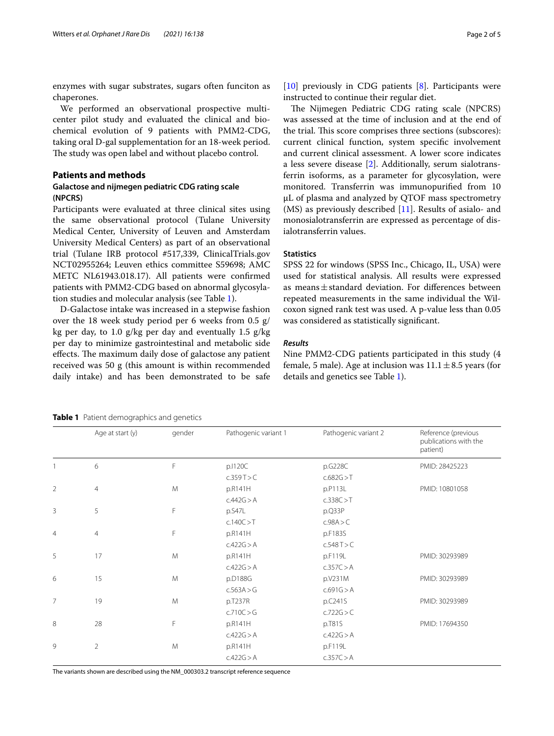enzymes with sugar substrates, sugars often funciton as chaperones.

We performed an observational prospective multicenter pilot study and evaluated the clinical and biochemical evolution of 9 patients with PMM2-CDG, taking oral D-gal supplementation for an 18-week period. The study was open label and without placebo control.

## Patients and methods

### Galactose and nijmegen pediatric CDG rating scale (NPCRS)

Participants were evaluated at three clinical sites using the same observational protocol (Tulane University Medical Center, University of Leuven and Amsterdam University Medical Centers) as part of an observational trial (Tulane IRB protocol #517,339, ClinicalTrials.gov NCT02955264; Leuven ethics committee S59698; AMC METC NL61943.018.17). All patients were confirmed patients with PMM2-CDG based on abnormal glycosylation studies and molecular analysis (see Table 1).

D-Galactose intake was increased in a stepwise fashion over the 18 week study period per 6 weeks from 0.5 g/kg per day, to 1.0 g/kg per day and eventually 1.5 g/kg per day to minimize gastrointestinal and metabolic side effects. The maximum daily dose of galactose any patient received was 50 g (this amount is within recommended daily intake) and has been demonstrated to be safe [10] previously in CDG patients [8]. Participants were instructed to continue their regular diet.

The Nijmegen Pediatric CDG rating scale (NPCRS) was assessed at the time of inclusion and at the end of the trial. This score comprises three sections (subscores): current clinical function, system specific involvement and current clinical assessment. A lower score indicates a less severe disease [2]. Additionally, serum sialotransferrin isoforms, as a parameter for glycosylation, were monitored. Transferrin was immunopurified from 10 µL of plasma and analyzed by QTOF mass spectrometry (MS) as previously described [11]. Results of asialo- and monosialotransferrin are expressed as percentage of disialotransferrin values.

### Statistics

SPSS 22 for windows (SPSS Inc., Chicago, IL, USA) were used for statistical analysis. All results were expressed as means ± standard deviation. For differences between repeated measurements in the same individual the Wilcoxon signed rank test was used. A p-value less than 0.05 was considered as statistically significant.

### *Results*

Nine PMM2-CDG patients participated in this study (4 female, 5 male). Age at inclusion was 11.1 ± 8.5 years (for details and genetics see Table 1).

**Table 1** Patient demographics and genetics

| | Age at start (y) | gender | Pathogenic variant 1 | Pathogenic variant 2 | Reference (previous publications with the patient) |
|---|---|---|---|---|---|
| 1 | 6 | F | p.I120C<br>c.359T>C | p.G228C<br>c.682G>T | PMID: 28425223 |
| 2 | 4 | M | p.R141H<br>c.442G>A | p.P113L<br>c.338C>T | PMID: 10801058 |
| 3 | 5 | F | p.S47L<br>c.140C>T | p.Q33P<br>c.98A>C | |
| 4 | 4 | F | p.R141H<br>c.422G>A | p.F183S<br>c.548T>C | |
| 5 | 17 | M | p.R141H<br>c.422G>A | p.F119L<br>c.357C>A | PMID: 30293989 |
| 6 | 15 | M | p.D188G<br>c.563A>G | p.V231M<br>c.691G>A | PMID: 30293989 |
| 7 | 19 | M | p.T237R<br>c.710C>G | p.C241S<br>c.722G>C | PMID: 30293989 |
| 8 | 28 | F | p.R141H<br>c.422G>A | p.T81S<br>c.422G>A | PMID: 17694350 |
| 9 | 2 | M | p.R141H<br>c.422G>A | p.F119L<br>c.357C>A | |

The variants shown are described using the NM_000303.2 transcript reference sequence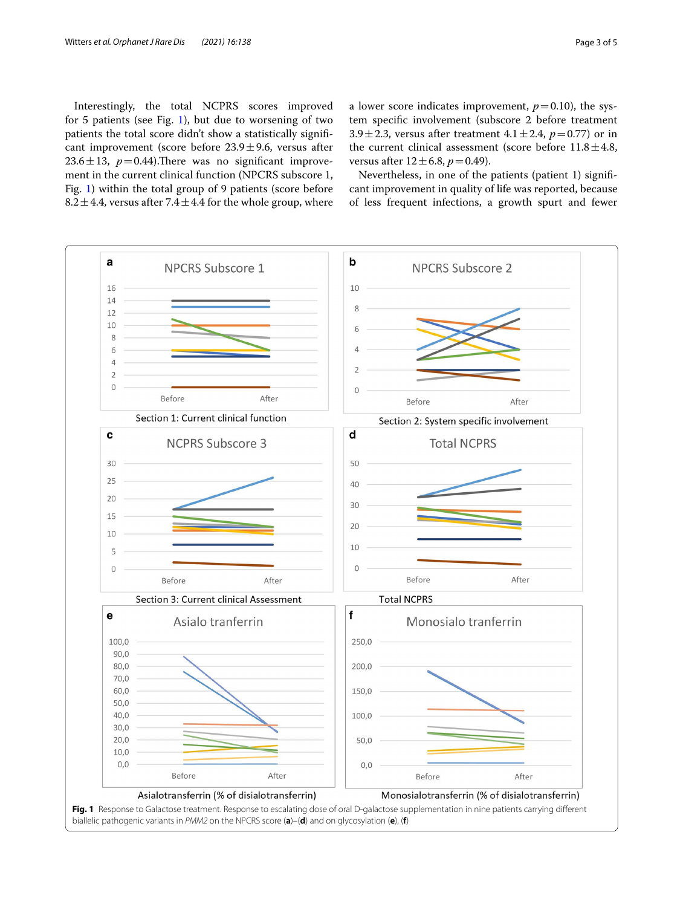Interestingly, the total NCPRS scores improved for 5 patients (see Fig. 1), but due to worsening of two patients the total score didn't show a statistically significant improvement (score before 23.9 ± 9.6, versus after 23.6 ± 13, $p = 0.44$).There was no significant improvement in the current clinical function (NPCRS subscore 1, Fig. 1) within the total group of 9 patients (score before 8.2 ± 4.4, versus after 7.4 ± 4.4 for the whole group, where a lower score indicates improvement, $p = 0.10$), the system specific involvement (subscore 2 before treatment 3.9 ± 2.3, versus after treatment 4.1 ± 2.4, $p = 0.77$) or in the current clinical assessment (score before 11.8 ± 4.8, versus after 12 ± 6.8, $p = 0.49$).

Nevertheless, in one of the patients (patient 1) significant improvement in quality of life was reported, because of less frequent infections, a growth spurt and fewer

**Fig. 1** Response to Galactose treatment. Response to escalating dose of oral D-galactose supplementation in nine patients carrying different biallelic pathogenic variants in *PMM2* on the NPCRS score (**a**)–(**d**) and on glycosylation (**e**), (**f**)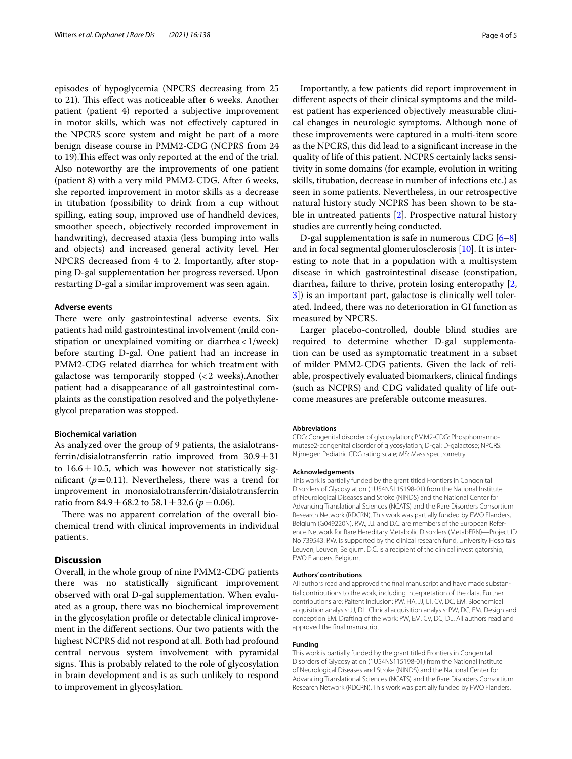episodes of hypoglycemia (NPCRS decreasing from 25 to 21). This effect was noticeable after 6 weeks. Another patient (patient 4) reported a subjective improvement in motor skills, which was not effectively captured in the NPCRS score system and might be part of a more benign disease course in PMM2-CDG (NCPRS from 24 to 19).This effect was only reported at the end of the trial. Also noteworthy are the improvements of one patient (patient 8) with a very mild PMM2-CDG. After 6 weeks, she reported improvement in motor skills as a decrease in titubation (possibility to drink from a cup without spilling, eating soup, improved use of handheld devices, smoother speech, objectively recorded improvement in handwriting), decreased ataxia (less bumping into walls and objects) and increased general activity level. Her NPCRS decreased from 4 to 2. Importantly, after stopping D-gal supplementation her progress reversed. Upon restarting D-gal a similar improvement was seen again.

### Adverse events

There were only gastrointestinal adverse events. Six patients had mild gastrointestinal involvement (mild constipation or unexplained vomiting or diarrhea < 1/week) before starting D-gal. One patient had an increase in PMM2-CDG related diarrhea for which treatment with galactose was temporarily stopped (< 2 weeks).Another patient had a disappearance of all gastrointestinal complaints as the constipation resolved and the polyethyleneglycol preparation was stopped.

### Biochemical variation

As analyzed over the group of 9 patients, the asialotransferrin/disialotransferrin ratio improved from $30.9 \pm 31$ to $16.6 \pm 10.5$, which was however not statistically significant ($p = 0.11$). Nevertheless, there was a trend for improvement in monosialotransferrin/disialotransferrin ratio from $84.9 \pm 68.2$ to $58.1 \pm 32.6$ ($p = 0.06$).

There was no apparent correlation of the overall biochemical trend with clinical improvements in individual patients.

## Discussion

Overall, in the whole group of nine PMM2-CDG patients there was no statistically significant improvement observed with oral D-gal supplementation. When evaluated as a group, there was no biochemical improvement in the glycosylation profile or detectable clinical improvement in the different sections. Our two patients with the highest NCPRS did not respond at all. Both had profound central nervous system involvement with pyramidal signs. This is probably related to the role of glycosylation in brain development and is as such unlikely to respond to improvement in glycosylation.

Importantly, a few patients did report improvement in different aspects of their clinical symptoms and the mildest patient has experienced objectively measurable clinical changes in neurologic symptoms. Although none of these improvements were captured in a multi-item score as the NPCRS, this did lead to a significant increase in the quality of life of this patient. NCPRS certainly lacks sensitivity in some domains (for example, evolution in writing skills, titubation, decrease in number of infections etc.) as seen in some patients. Nevertheless, in our retrospective natural history study NCPRS has been shown to be stable in untreated patients [2]. Prospective natural history studies are currently being conducted.

D-gal supplementation is safe in numerous CDG [6–8] and in focal segmental glomerulosclerosis [10]. It is interesting to note that in a population with a multisystem disease in which gastrointestinal disease (constipation, diarrhea, failure to thrive, protein losing enteropathy [2, 3]) is an important part, galactose is clinically well tolerated. Indeed, there was no deterioration in GI function as measured by NPCRS.

Larger placebo-controlled, double blind studies are required to determine whether D-gal supplementation can be used as symptomatic treatment in a subset of milder PMM2-CDG patients. Given the lack of reliable, prospectively evaluated biomarkers, clinical findings (such as NCPRS) and CDG validated quality of life outcome measures are preferable outcome measures.

#### Abbreviations

CDG: Congenital disorder of glycosylation; PMM2-CDG: Phosphomannomutase2-congenital disorder of glycosylation; D-gal: D-galactose; NPCRS: Nijmegen Pediatric CDG rating scale; MS: Mass spectrometry.

#### Acknowledgements

This work is partially funded by the grant titled Frontiers in Congenital Disorders of Glycosylation (1U54NS115198-01) from the National Institute of Neurological Diseases and Stroke (NINDS) and the National Center for Advancing Translational Sciences (NCATS) and the Rare Disorders Consortium Research Network (RDCRN). This work was partially funded by FWO Flanders, Belgium (G049220N). P.W., J.J. and D.C. are members of the European Reference Network for Rare Hereditary Metabolic Disorders (MetabERN)—Project ID No 739543. P.W. is supported by the clinical research fund, University Hospitals Leuven, Leuven, Belgium. D.C. is a recipient of the clinical investigatorship, FWO Flanders, Belgium.

#### Authors' contributions

All authors read and approved the final manuscript and have made substantial contributions to the work, including interpretation of the data. Further contributions are: Paitent inclusion: PW, HA, JJ, LT, CV, DC, EM. Biochemical acquisition analysis: JJ, DL. Clinical acquisition analysis: PW, DC, EM. Design and conception EM. Drafting of the work: PW, EM, CV, DC, DL. All authors read and approved the final manuscript.

#### Funding

This work is partially funded by the grant titled Frontiers in Congenital Disorders of Glycosylation (1U54NS115198-01) from the National Institute of Neurological Diseases and Stroke (NINDS) and the National Center for Advancing Translational Sciences (NCATS) and the Rare Disorders Consortium Research Network (RDCRN). This work was partially funded by FWO Flanders,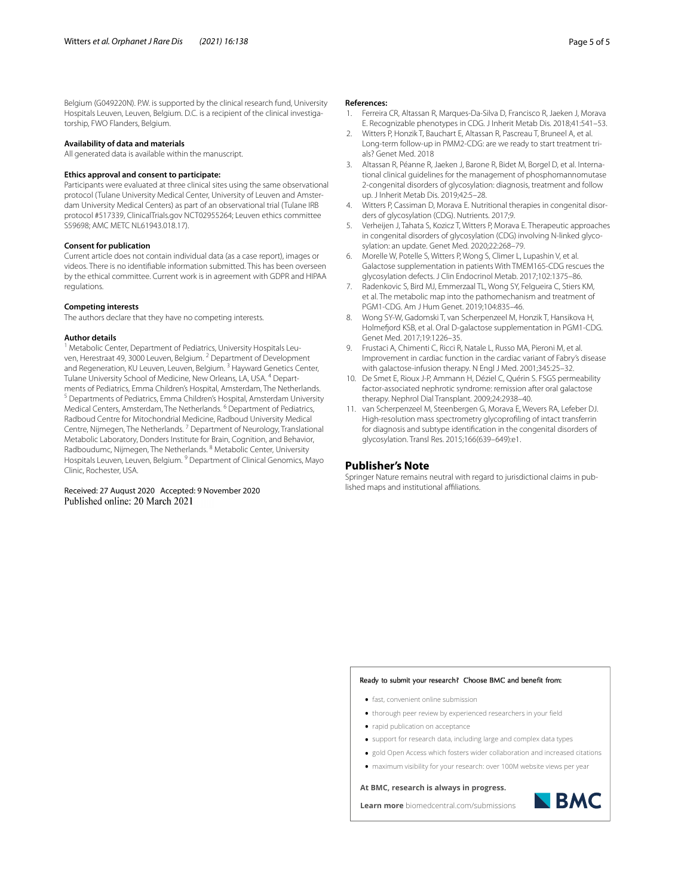Belgium (G049220N). P.W. is supported by the clinical research fund, University Hospitals Leuven, Leuven, Belgium. D.C. is a recipient of the clinical investigatorship, FWO Flanders, Belgium.

### Availability of data and materials

All generated data is available within the manuscript.

### Ethics approval and consent to participate:

Participants were evaluated at three clinical sites using the same observational protocol (Tulane University Medical Center, University of Leuven and Amsterdam University Medical Centers) as part of an observational trial (Tulane IRB protocol #517339, ClinicalTrials.gov NCT02955264; Leuven ethics committee S59698; AMC METC NL61943.018.17).

### Consent for publication

Current article does not contain individual data (as a case report), images or videos. There is no identifiable information submitted. This has been overseen by the ethical committee. Current work is in agreement with GDPR and HIPAA regulations.

### Competing interests

The authors declare that they have no competing interests.

### Author details

[1] Metabolic Center, Department of Pediatrics, University Hospitals Leuven, Herestraat 49, 3000 Leuven, Belgium. [2] Department of Development and Regeneration, KU Leuven, Leuven, Belgium. [3] Hayward Genetics Center, Tulane University School of Medicine, New Orleans, LA, USA. [4] Departments of Pediatrics, Emma Children's Hospital, Amsterdam, The Netherlands. [5] Departments of Pediatrics, Emma Children's Hospital, Amsterdam University Medical Centers, Amsterdam, The Netherlands. [6] Department of Pediatrics, Radboud Centre for Mitochondrial Medicine, Radboud University Medical Centre, Nijmegen, The Netherlands. [7] Department of Neurology, Translational Metabolic Laboratory, Donders Institute for Brain, Cognition, and Behavior, Radboudumc, Nijmegen, The Netherlands. [8] Metabolic Center, University Hospitals Leuven, Leuven, Belgium. [9] Department of Clinical Genomics, Mayo Clinic, Rochester, USA.

Received: 27 August 2020 Accepted: 9 November 2020
Published online: 20 March 2021

### References:

1. Ferreira CR, Altassan R, Marques-Da-Silva D, Francisco R, Jaeken J, Morava E. Recognizable phenotypes in CDG. J Inherit Metab Dis. 2018;41:541–53.
2. Witters P, Honzik T, Bauchart E, Altassan R, Pascreau T, Bruneel A, et al. Long-term follow-up in PMM2-CDG: are we ready to start treatment trials? Genet Med. 2018
3. Altassan R, Péanne R, Jaeken J, Barone R, Bidet M, Borgel D, et al. International clinical guidelines for the management of phosphomannomutase 2-congenital disorders of glycosylation: diagnosis, treatment and follow up. J Inherit Metab Dis. 2019;42:5–28.
4. Witters P, Cassiman D, Morava E. Nutritional therapies in congenital disorders of glycosylation (CDG). Nutrients. 2017;9.
5. Verheijen J, Tahata S, Kozicz T, Witters P, Morava E. Therapeutic approaches in congenital disorders of glycosylation (CDG) involving N-linked glycosylation: an update. Genet Med. 2020;22:268–79.
6. Morelle W, Potelle S, Witters P, Wong S, Climer L, Lupashin V, et al. Galactose supplementation in patients With TMEM165-CDG rescues the glycosylation defects. J Clin Endocrinol Metab. 2017;102:1375–86.
7. Radenkovic S, Bird MJ, Emmerzaal TL, Wong SY, Felgueira C, Stiers KM, et al. The metabolic map into the pathomechanism and treatment of PGM1-CDG. Am J Hum Genet. 2019;104:835–46.
8. Wong SY-W, Gadomski T, van Scherpenzeel M, Honzik T, Hansikova H, Holmefjord KSB, et al. Oral D-galactose supplementation in PGM1-CDG. Genet Med. 2017;19:1226–35.
9. Frustaci A, Chimenti C, Ricci R, Natale L, Russo MA, Pieroni M, et al. Improvement in cardiac function in the cardiac variant of Fabry's disease with galactose-infusion therapy. N Engl J Med. 2001;345:25–32.
10. De Smet E, Rioux J-P, Ammann H, Déziel C, Quérin S. FSGS permeability factor-associated nephrotic syndrome: remission after oral galactose therapy. Nephrol Dial Transplant. 2009;24:2938–40.
11. van Scherpenzeel M, Steenbergen G, Morava E, Wevers RA, Lefeber DJ. High-resolution mass spectrometry glycoprofiling of intact transferrin for diagnosis and subtype identification in the congenital disorders of glycosylation. Transl Res. 2015;166(639–649):e1.

## Publisher's Note

Springer Nature remains neutral with regard to jurisdictional claims in published maps and institutional affiliations.

Ready to submit your research? Choose BMC and benefit from:

- fast, convenient online submission
- thorough peer review by experienced researchers in your field
- rapid publication on acceptance
- support for research data, including large and complex data types
- gold Open Access which fosters wider collaboration and increased citations
- maximum visibility for your research: over 100M website views per year

**At BMC, research is always in progress.**

**Learn more** biomedcentral.com/submissions